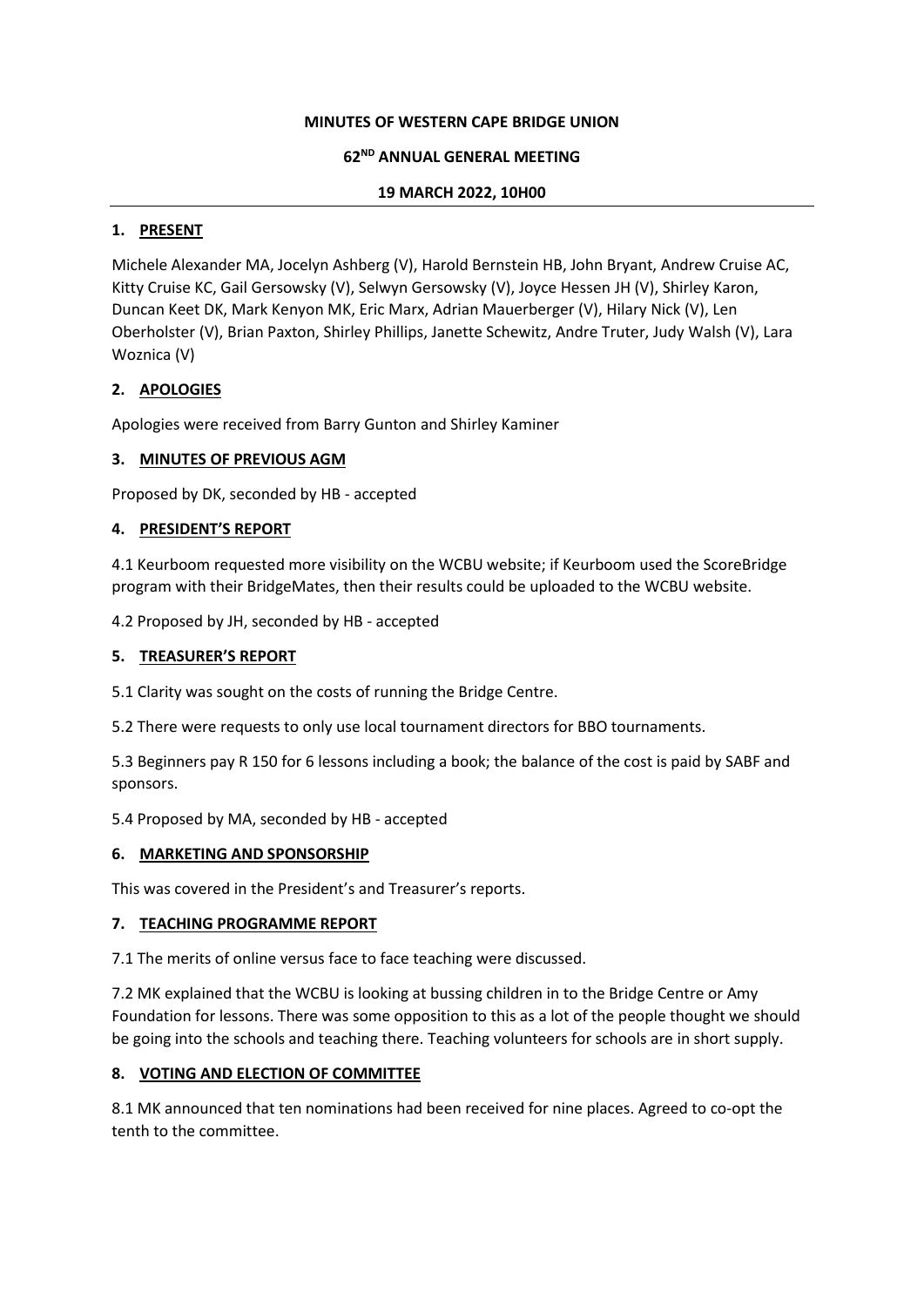**MINUTES OF WESTERN CAPE BRIDGE UNION**

**62ND ANNUAL GENERAL MEETING**

**19 MARCH 2022, 10H00**

## 1. PRESENT

Michele Alexander MA, Jocelyn Ashberg (V), Harold Bernstein HB, John Bryant, Andrew Cruise AC, Kitty Cruise KC, Gail Gersowsky (V), Selwyn Gersowsky (V), Joyce Hessen JH (V), Shirley Karon, Duncan Keet DK, Mark Kenyon MK, Eric Marx, Adrian Mauerberger (V), Hilary Nick (V), Len Oberholster (V), Brian Paxton, Shirley Phillips, Janette Schewitz, Andre Truter, Judy Walsh (V), Lara Woznica (V)

## 2. APOLOGIES

Apologies were received from Barry Gunton and Shirley Kaminer

## 3. MINUTES OF PREVIOUS AGM

Proposed by DK, seconded by HB - accepted

## 4. PRESIDENT'S REPORT

4.1 Keurboom requested more visibility on the WCBU website; if Keurboom used the ScoreBridge program with their BridgeMates, then their results could be uploaded to the WCBU website.

4.2 Proposed by JH, seconded by HB - accepted

## 5. TREASURER'S REPORT

5.1 Clarity was sought on the costs of running the Bridge Centre.

5.2 There were requests to only use local tournament directors for BBO tournaments.

5.3 Beginners pay R 150 for 6 lessons including a book; the balance of the cost is paid by SABF and sponsors.

5.4 Proposed by MA, seconded by HB - accepted

## 6. MARKETING AND SPONSORSHIP

This was covered in the President's and Treasurer's reports.

## 7. TEACHING PROGRAMME REPORT

7.1 The merits of online versus face to face teaching were discussed.

7.2 MK explained that the WCBU is looking at bussing children in to the Bridge Centre or Amy Foundation for lessons. There was some opposition to this as a lot of the people thought we should be going into the schools and teaching there. Teaching volunteers for schools are in short supply.

## 8. VOTING AND ELECTION OF COMMITTEE

8.1 MK announced that ten nominations had been received for nine places. Agreed to co-opt the tenth to the committee.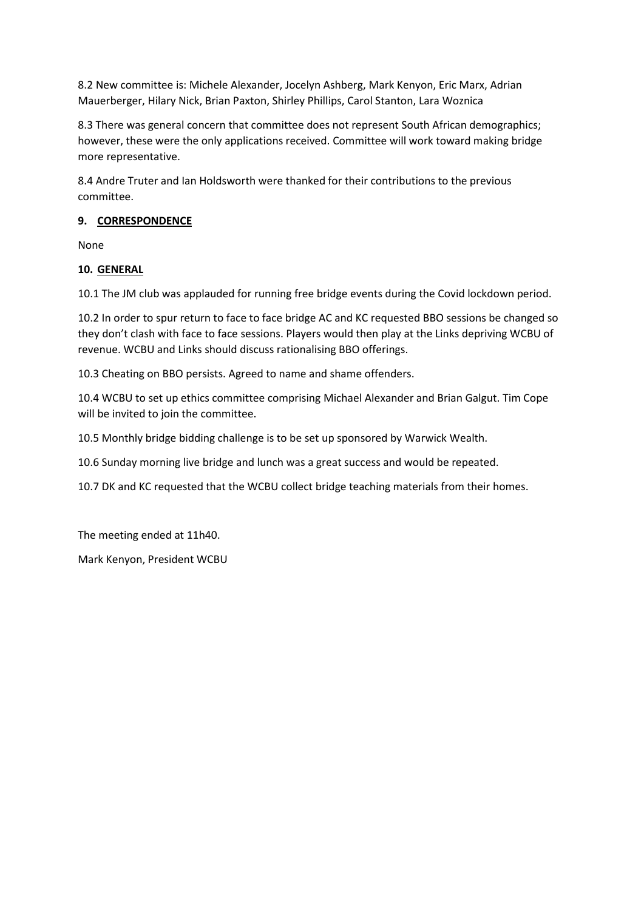8.2 New committee is: Michele Alexander, Jocelyn Ashberg, Mark Kenyon, Eric Marx, Adrian Mauerberger, Hilary Nick, Brian Paxton, Shirley Phillips, Carol Stanton, Lara Woznica

8.3 There was general concern that committee does not represent South African demographics; however, these were the only applications received. Committee will work toward making bridge more representative.

8.4 Andre Truter and Ian Holdsworth were thanked for their contributions to the previous committee.

## 9. CORRESPONDENCE

None

## 10. GENERAL

10.1 The JM club was applauded for running free bridge events during the Covid lockdown period.

10.2 In order to spur return to face to face bridge AC and KC requested BBO sessions be changed so they don't clash with face to face sessions. Players would then play at the Links depriving WCBU of revenue. WCBU and Links should discuss rationalising BBO offerings.

10.3 Cheating on BBO persists. Agreed to name and shame offenders.

10.4 WCBU to set up ethics committee comprising Michael Alexander and Brian Galgut. Tim Cope will be invited to join the committee.

10.5 Monthly bridge bidding challenge is to be set up sponsored by Warwick Wealth.

10.6 Sunday morning live bridge and lunch was a great success and would be repeated.

10.7 DK and KC requested that the WCBU collect bridge teaching materials from their homes.

The meeting ended at 11h40.

Mark Kenyon, President WCBU